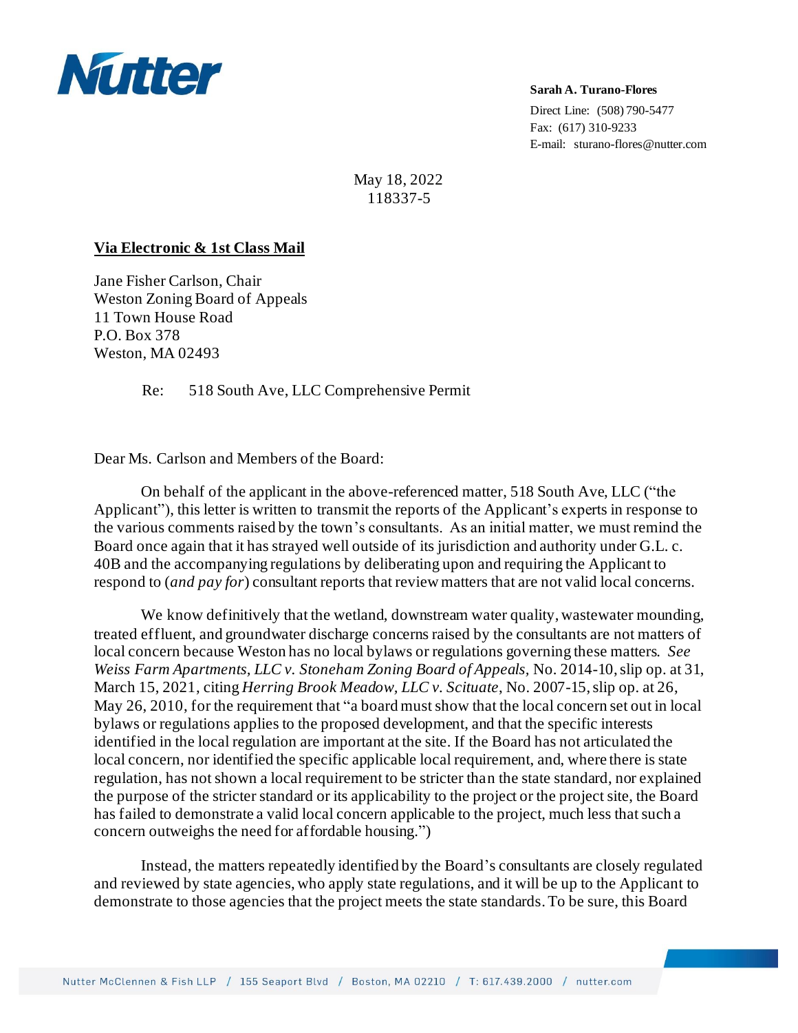**Nutter**

**Sarah A. Turano-Flores**
Direct Line: (508) 790-5477
Fax: (617) 310-9233
E-mail: sturano-flores@nutter.com

May 18, 2022
118337-5

**Via Electronic & 1st Class Mail**

Jane Fisher Carlson, Chair
Weston Zoning Board of Appeals
11 Town House Road
P.O. Box 378
Weston, MA 02493

Re: 518 South Ave, LLC Comprehensive Permit

Dear Ms. Carlson and Members of the Board:

On behalf of the applicant in the above-referenced matter, 518 South Ave, LLC ("the Applicant"), this letter is written to transmit the reports of the Applicant's experts in response to the various comments raised by the town's consultants. As an initial matter, we must remind the Board once again that it has strayed well outside of its jurisdiction and authority under G.L. c. 40B and the accompanying regulations by deliberating upon and requiring the Applicant to respond to (*and pay for*) consultant reports that review matters that are not valid local concerns.

We know definitively that the wetland, downstream water quality, wastewater mounding, treated effluent, and groundwater discharge concerns raised by the consultants are not matters of local concern because Weston has no local bylaws or regulations governing these matters. *See Weiss Farm Apartments, LLC v. Stoneham Zoning Board of Appeals*, No. 2014-10, slip op. at 31, March 15, 2021, citing *Herring Brook Meadow, LLC v. Scituate*, No. 2007-15, slip op. at 26, May 26, 2010, for the requirement that "a board must show that the local concern set out in local bylaws or regulations applies to the proposed development, and that the specific interests identified in the local regulation are important at the site. If the Board has not articulated the local concern, nor identified the specific applicable local requirement, and, where there is state regulation, has not shown a local requirement to be stricter than the state standard, nor explained the purpose of the stricter standard or its applicability to the project or the project site, the Board has failed to demonstrate a valid local concern applicable to the project, much less that such a concern outweighs the need for affordable housing.")

Instead, the matters repeatedly identified by the Board's consultants are closely regulated and reviewed by state agencies, who apply state regulations, and it will be up to the Applicant to demonstrate to those agencies that the project meets the state standards. To be sure, this Board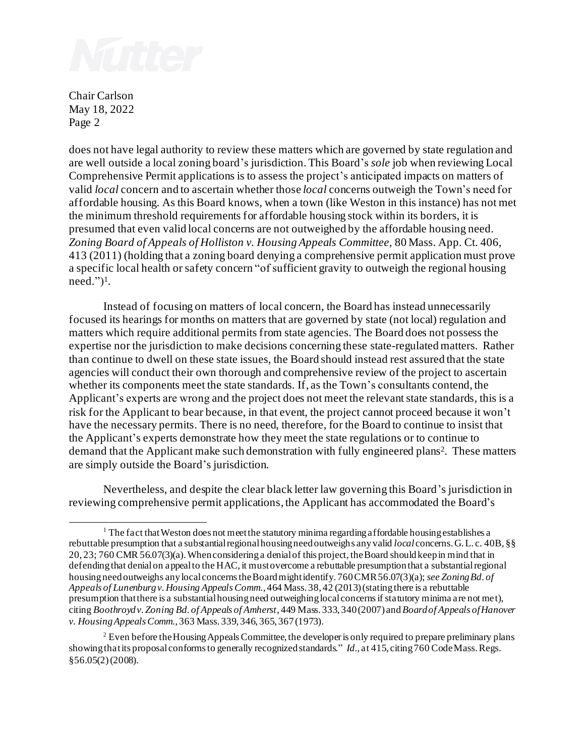does not have legal authority to review these matters which are governed by state regulation and are well outside a local zoning board's jurisdiction. This Board's *sole* job when reviewing Local Comprehensive Permit applications is to assess the project's anticipated impacts on matters of valid *local* concern and to ascertain whether those *local* concerns outweigh the Town's need for affordable housing. As this Board knows, when a town (like Weston in this instance) has not met the minimum threshold requirements for affordable housing stock within its borders, it is presumed that even valid local concerns are not outweighed by the affordable housing need. *Zoning Board of Appeals of Holliston v. Housing Appeals Committee,* 80 Mass. App. Ct. 406, 413 (2011) (holding that a zoning board denying a comprehensive permit application must prove a specific local health or safety concern "of sufficient gravity to outweigh the regional housing need.")[1].

Instead of focusing on matters of local concern, the Board has instead unnecessarily focused its hearings for months on matters that are governed by state (not local) regulation and matters which require additional permits from state agencies. The Board does not possess the expertise nor the jurisdiction to make decisions concerning these state-regulated matters. Rather than continue to dwell on these state issues, the Board should instead rest assured that the state agencies will conduct their own thorough and comprehensive review of the project to ascertain whether its components meet the state standards. If, as the Town's consultants contend, the Applicant's experts are wrong and the project does not meet the relevant state standards, this is a risk for the Applicant to bear because, in that event, the project cannot proceed because it won't have the necessary permits. There is no need, therefore, for the Board to continue to insist that the Applicant's experts demonstrate how they meet the state regulations or to continue to demand that the Applicant make such demonstration with fully engineered plans[2]. These matters are simply outside the Board's jurisdiction.

Nevertheless, and despite the clear black letter law governing this Board's jurisdiction in reviewing comprehensive permit applications, the Applicant has accommodated the Board's

---

[1] The fact that Weston does not meet the statutory minima regarding affordable housing establishes a rebuttable presumption that a substantial regional housing need outweighs any valid *local* concerns. G. L. c. 40B, §§ 20, 23; 760 CMR 56.07(3)(a). When considering a denial of this project, the Board should keep in mind that in defending that denial on appeal to the HAC, it must overcome a rebuttable presumption that a substantial regional housing need outweighs any local concerns the Board might identify. 760 CMR 56.07(3)(a); *see Zoning Bd. of Appeals of Lunenburg v. Housing Appeals Comm.*, 464 Mass. 38, 42 (2013) (stating there is a rebuttable presumption that there is a substantial housing need outweighing local concerns if statutory minima are not met), citing *Boothroyd v. Zoning Bd. of Appeals of Amherst*, 449 Mass. 333, 340 (2007) and *Board of Appeals of Hanover v. Housing Appeals Comm.*, 363 Mass. 339, 346, 365, 367 (1973).

[2] Even before the Housing Appeals Committee, the developer is only required to prepare preliminary plans showing that its proposal conforms to generally recognized standards." *Id.*, at 415, citing 760 Code Mass. Regs. §56.05(2) (2008).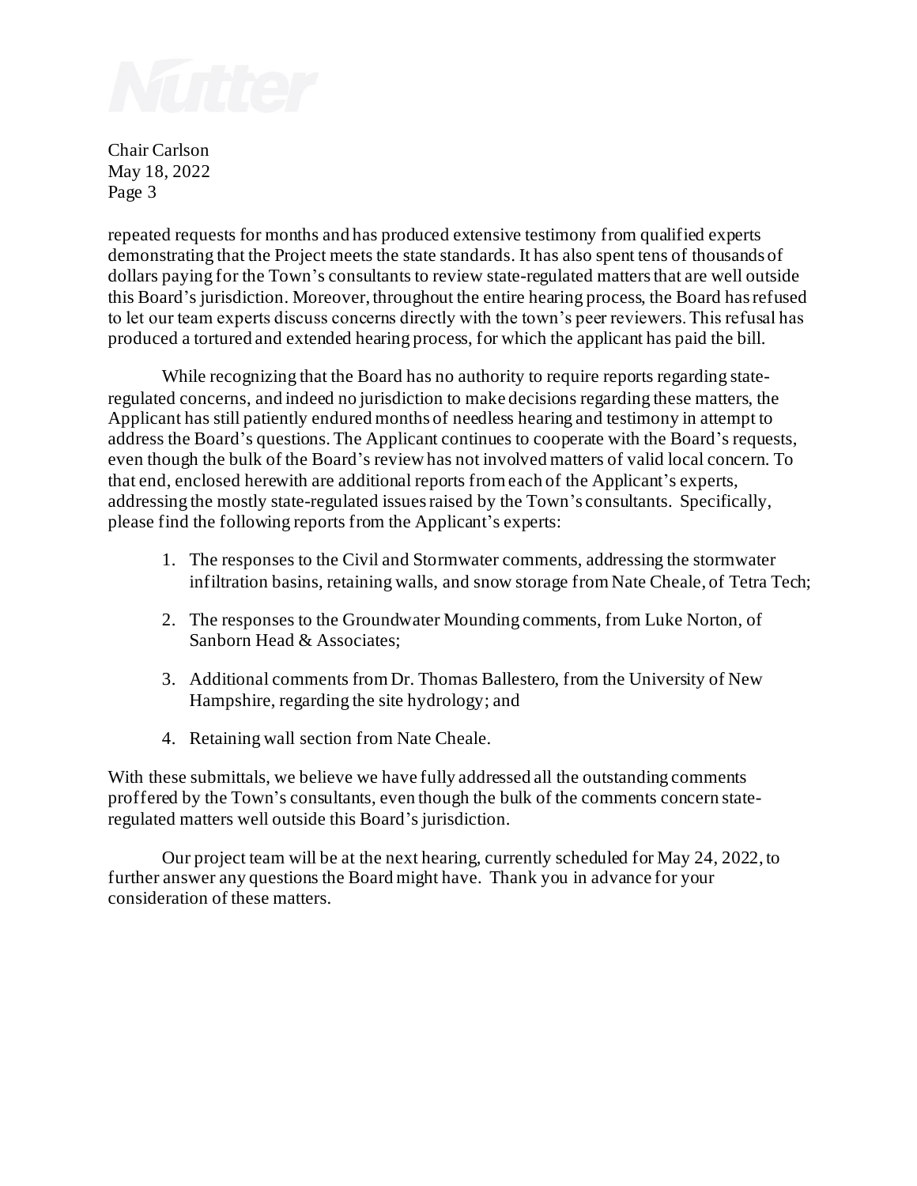repeated requests for months and has produced extensive testimony from qualified experts demonstrating that the Project meets the state standards. It has also spent tens of thousands of dollars paying for the Town's consultants to review state-regulated matters that are well outside this Board's jurisdiction. Moreover, throughout the entire hearing process, the Board has refused to let our team experts discuss concerns directly with the town's peer reviewers. This refusal has produced a tortured and extended hearing process, for which the applicant has paid the bill.

While recognizing that the Board has no authority to require reports regarding state-regulated concerns, and indeed no jurisdiction to make decisions regarding these matters, the Applicant has still patiently endured months of needless hearing and testimony in attempt to address the Board's questions. The Applicant continues to cooperate with the Board's requests, even though the bulk of the Board's review has not involved matters of valid local concern. To that end, enclosed herewith are additional reports from each of the Applicant's experts, addressing the mostly state-regulated issues raised by the Town's consultants. Specifically, please find the following reports from the Applicant's experts:

1. The responses to the Civil and Stormwater comments, addressing the stormwater infiltration basins, retaining walls, and snow storage from Nate Cheale, of Tetra Tech;
2. The responses to the Groundwater Mounding comments, from Luke Norton, of Sanborn Head & Associates;
3. Additional comments from Dr. Thomas Ballestero, from the University of New Hampshire, regarding the site hydrology; and
4. Retaining wall section from Nate Cheale.

With these submittals, we believe we have fully addressed all the outstanding comments proffered by the Town's consultants, even though the bulk of the comments concern state-regulated matters well outside this Board's jurisdiction.

Our project team will be at the next hearing, currently scheduled for May 24, 2022, to further answer any questions the Board might have. Thank you in advance for your consideration of these matters.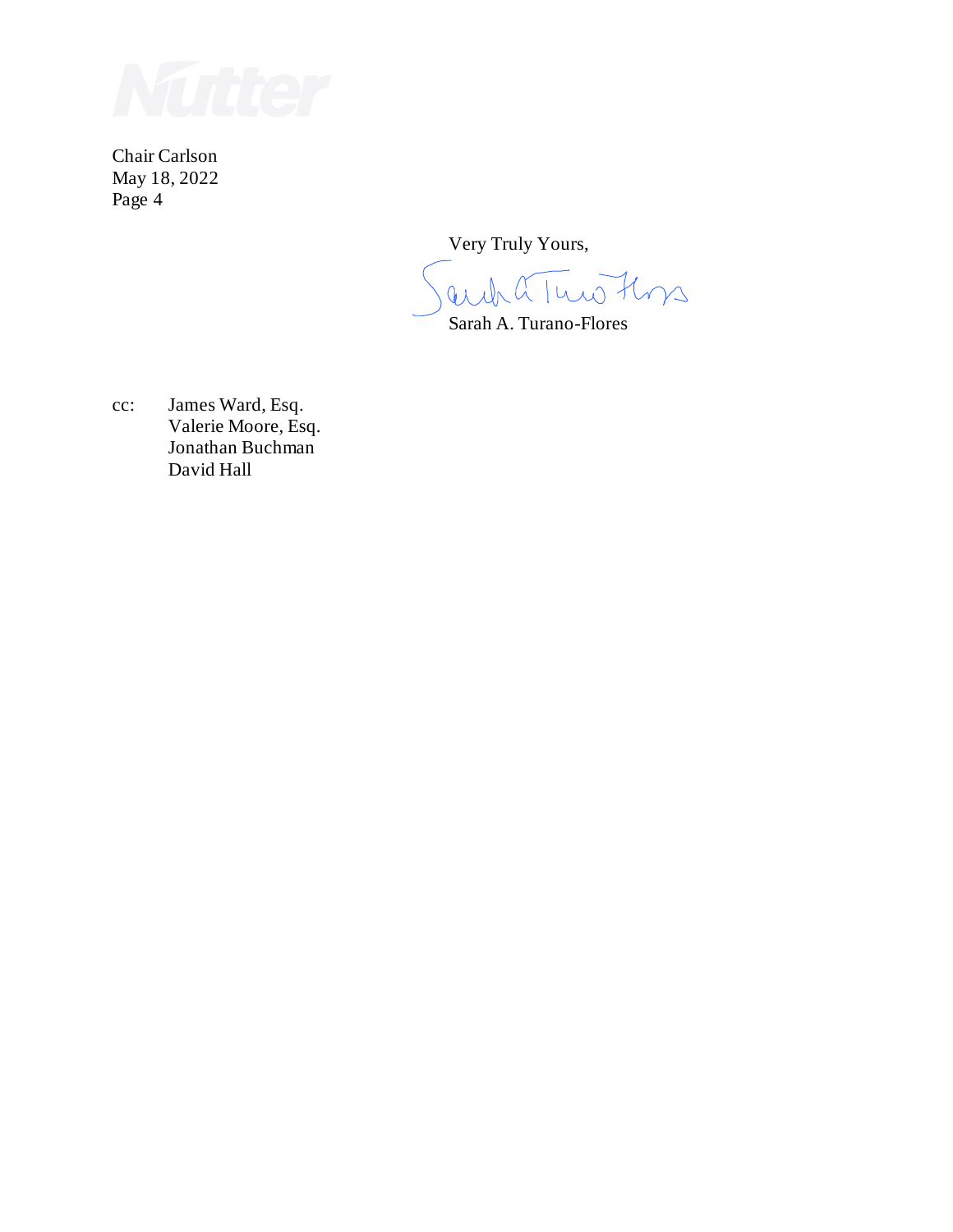Very Truly Yours,

Sarah A. Turano-Flores

cc: James Ward, Esq.
Valerie Moore, Esq.
Jonathan Buchman
David Hall